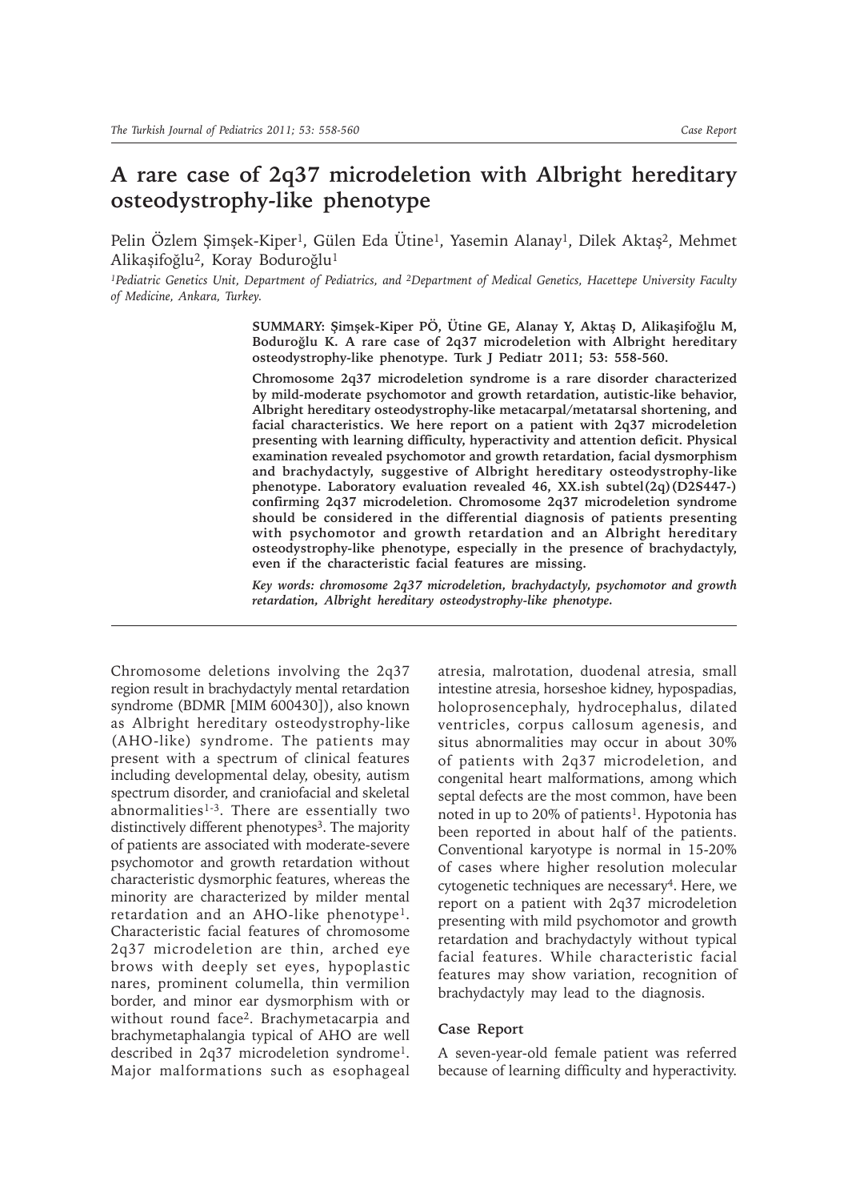# A rare case of 2q37 microdeletion with Albright hereditary osteodystrophy-like phenotype

Pelin Özlem Şimşek-Kiper[1], Gülen Eda Ütine[1], Yasemin Alanay[1], Dilek Aktaş[2], Mehmet Alikaşifoğlu[2], Koray Boduroğlu[1]

*[1]Pediatric Genetics Unit, Department of Pediatrics, and [2]Department of Medical Genetics, Hacettepe University Faculty of Medicine, Ankara, Turkey.*

**SUMMARY: Şimşek-Kiper PÖ, Ütine GE, Alanay Y, Aktaş D, Alikaşifoğlu M, Boduroğlu K. A rare case of 2q37 microdeletion with Albright hereditary osteodystrophy-like phenotype. Turk J Pediatr 2011; 53: 558-560.**

**Chromosome 2q37 microdeletion syndrome is a rare disorder characterized by mild-moderate psychomotor and growth retardation, autistic-like behavior, Albright hereditary osteodystrophy-like metacarpal/metatarsal shortening, and facial characteristics. We here report on a patient with 2q37 microdeletion presenting with learning difficulty, hyperactivity and attention deficit. Physical examination revealed psychomotor and growth retardation, facial dysmorphism and brachydactyly, suggestive of Albright hereditary osteodystrophy-like phenotype. Laboratory evaluation revealed 46, XX.ish subtel(2q)(D2S447-) confirming 2q37 microdeletion. Chromosome 2q37 microdeletion syndrome should be considered in the differential diagnosis of patients presenting with psychomotor and growth retardation and an Albright hereditary osteodystrophy-like phenotype, especially in the presence of brachydactyly, even if the characteristic facial features are missing.**

***Key words: chromosome 2q37 microdeletion, brachydactyly, psychomotor and growth retardation, Albright hereditary osteodystrophy-like phenotype.***

---

Chromosome deletions involving the 2q37 region result in brachydactyly mental retardation syndrome (BDMR [MIM 600430]), also known as Albright hereditary osteodystrophy-like (AHO-like) syndrome. The patients may present with a spectrum of clinical features including developmental delay, obesity, autism spectrum disorder, and craniofacial and skeletal abnormalities[1-3]. There are essentially two distinctively different phenotypes[3]. The majority of patients are associated with moderate-severe psychomotor and growth retardation without characteristic dysmorphic features, whereas the minority are characterized by milder mental retardation and an AHO-like phenotype[1]. Characteristic facial features of chromosome 2q37 microdeletion are thin, arched eye brows with deeply set eyes, hypoplastic nares, prominent columella, thin vermilion border, and minor ear dysmorphism with or without round face[2]. Brachymetacarpia and brachymetaphalangia typical of AHO are well described in 2q37 microdeletion syndrome[1]. Major malformations such as esophageal atresia, malrotation, duodenal atresia, small intestine atresia, horseshoe kidney, hypospadias, holoprosencephaly, hydrocephalus, dilated ventricles, corpus callosum agenesis, and situs abnormalities may occur in about 30% of patients with 2q37 microdeletion, and congenital heart malformations, among which septal defects are the most common, have been noted in up to 20% of patients[1]. Hypotonia has been reported in about half of the patients. Conventional karyotype is normal in 15-20% of cases where higher resolution molecular cytogenetic techniques are necessary[4]. Here, we report on a patient with 2q37 microdeletion presenting with mild psychomotor and growth retardation and brachydactyly without typical facial features. While characteristic facial features may show variation, recognition of brachydactyly may lead to the diagnosis.

## Case Report

A seven-year-old female patient was referred because of learning difficulty and hyperactivity.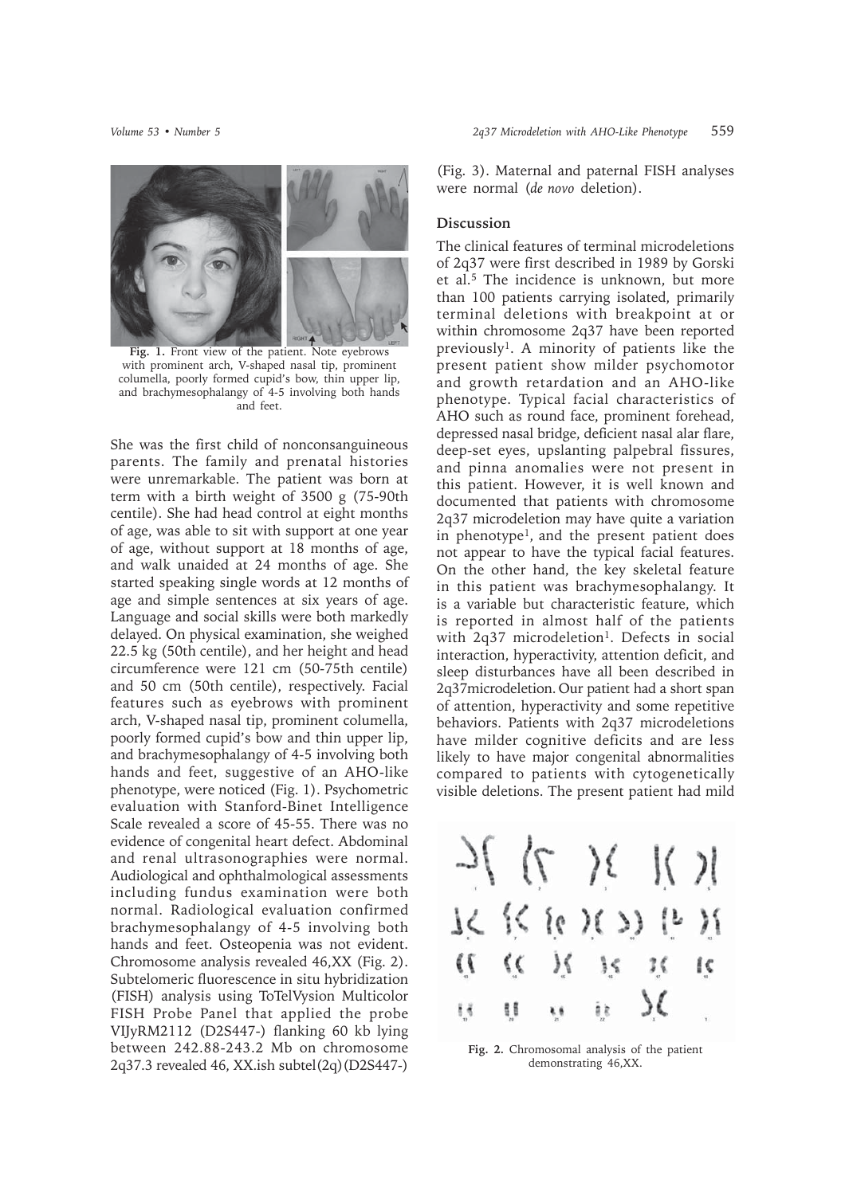Fig. 1. Front view of the patient. Note eyebrows with prominent arch, V-shaped nasal tip, prominent columella, poorly formed cupid's bow, thin upper lip, and brachymesophalangy of 4-5 involving both hands and feet.

She was the first child of nonconsanguineous parents. The family and prenatal histories were unremarkable. The patient was born at term with a birth weight of 3500 g (75-90th centile). She had head control at eight months of age, was able to sit with support at one year of age, without support at 18 months of age, and walk unaided at 24 months of age. She started speaking single words at 12 months of age and simple sentences at six years of age. Language and social skills were both markedly delayed. On physical examination, she weighed 22.5 kg (50th centile), and her height and head circumference were 121 cm (50-75th centile) and 50 cm (50th centile), respectively. Facial features such as eyebrows with prominent arch, V-shaped nasal tip, prominent columella, poorly formed cupid's bow and thin upper lip, and brachymesophalangy of 4-5 involving both hands and feet, suggestive of an AHO-like phenotype, were noticed (Fig. 1). Psychometric evaluation with Stanford-Binet Intelligence Scale revealed a score of 45-55. There was no evidence of congenital heart defect. Abdominal and renal ultrasonographies were normal. Audiological and ophthalmological assessments including fundus examination were both normal. Radiological evaluation confirmed brachymesophalangy of 4-5 involving both hands and feet. Osteopenia was not evident. Chromosome analysis revealed 46,XX (Fig. 2). Subtelomeric fluorescence in situ hybridization (FISH) analysis using ToTelVysion Multicolor FISH Probe Panel that applied the probe VIJyRM2112 (D2S447-) flanking 60 kb lying between 242.88-243.2 Mb on chromosome 2q37.3 revealed 46, XX.ish subtel(2q)(D2S447-) (Fig. 3). Maternal and paternal FISH analyses were normal (*de novo* deletion).

## Discussion

The clinical features of terminal microdeletions of 2q37 were first described in 1989 by Gorski et al.[5] The incidence is unknown, but more than 100 patients carrying isolated, primarily terminal deletions with breakpoint at or within chromosome 2q37 have been reported previously[1]. A minority of patients like the present patient show milder psychomotor and growth retardation and an AHO-like phenotype. Typical facial characteristics of AHO such as round face, prominent forehead, depressed nasal bridge, deficient nasal alar flare, deep-set eyes, upslanting palpebral fissures, and pinna anomalies were not present in this patient. However, it is well known and documented that patients with chromosome 2q37 microdeletion may have quite a variation in phenotype[1], and the present patient does not appear to have the typical facial features. On the other hand, the key skeletal feature in this patient was brachymesophalangy. It is a variable but characteristic feature, which is reported in almost half of the patients with 2q37 microdeletion[1]. Defects in social interaction, hyperactivity, attention deficit, and sleep disturbances have all been described in 2q37microdeletion. Our patient had a short span of attention, hyperactivity and some repetitive behaviors. Patients with 2q37 microdeletions have milder cognitive deficits and are less likely to have major congenital abnormalities compared to patients with cytogenetically visible deletions. The present patient had mild

Fig. 2. Chromosomal analysis of the patient demonstrating 46,XX.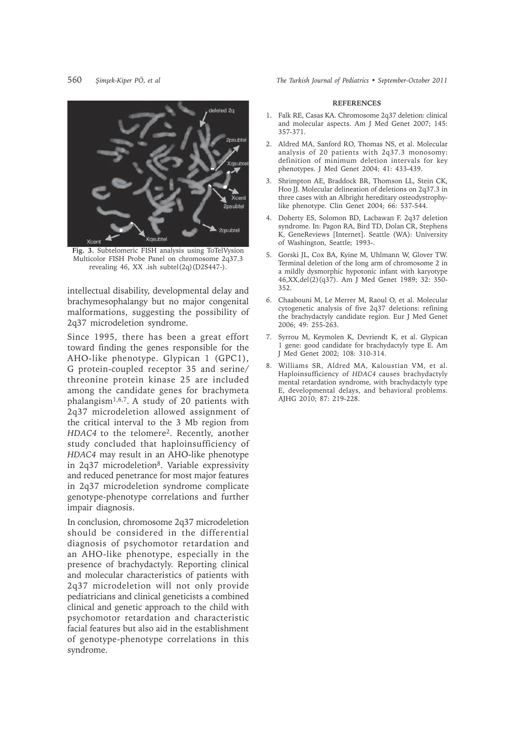Fig. 3. Subtelomeric FISH analysis using ToTelVysion Multicolor FISH Probe Panel on chromosome 2q37.3 revealing 46, XX .ish subtel(2q)(D2S447-).

intellectual disability, developmental delay and brachymesophalangy but no major congenital malformations, suggesting the possibility of 2q37 microdeletion syndrome.

Since 1995, there has been a great effort toward finding the genes responsible for the AHO-like phenotype. Glypican 1 (GPC1), G protein-coupled receptor 35 and serine/threonine protein kinase 25 are included among the candidate genes for brachymetaphalangism[1,6,7]. A study of 20 patients with 2q37 microdeletion allowed assignment of the critical interval to the 3 Mb region from *HDAC4* to the telomere[2]. Recently, another study concluded that haploinsufficiency of *HDAC4* may result in an AHO-like phenotype in 2q37 microdeletion[8]. Variable expressivity and reduced penetrance for most major features in 2q37 microdeletion syndrome complicate genotype-phenotype correlations and further impair diagnosis.

In conclusion, chromosome 2q37 microdeletion should be considered in the differential diagnosis of psychomotor retardation and an AHO-like phenotype, especially in the presence of brachydactyly. Reporting clinical and molecular characteristics of patients with 2q37 microdeletion will not only provide pediatricians and clinical geneticists a combined clinical and genetic approach to the child with psychomotor retardation and characteristic facial features but also aid in the establishment of genotype-phenotype correlations in this syndrome.

## REFERENCES

1. Falk RE, Casas KA. Chromosome 2q37 deletion: clinical and molecular aspects. Am J Med Genet 2007; 145: 357-371.
2. Aldred MA, Sanford RO, Thomas NS, et al. Molecular analysis of 20 patients with 2q37.3 monosomy: definition of minimum deletion intervals for key phenotypes. J Med Genet 2004; 41: 433-439.
3. Shrimpton AE, Braddock BR, Thomson LL, Stein CK, Hoo JJ. Molecular delineation of deletions on 2q37.3 in three cases with an Albright hereditary osteodystrophy-like phenotype. Clin Genet 2004; 66: 537-544.
4. Doherty ES, Solomon BD, Lacbawan F. 2q37 deletion syndrome. In: Pagon RA, Bird TD, Dolan CR, Stephens K, GeneReviews [Internet]. Seattle (WA): University of Washington, Seattle; 1993-.
5. Gorski JL, Cox BA, Kyine M, Uhlmann W, Glover TW. Terminal deletion of the long arm of chromosome 2 in a mildly dysmorphic hypotonic infant with karyotype 46,XX,del(2)(q37). Am J Med Genet 1989; 32: 350-352.
6. Chaabouni M, Le Merrer M, Raoul O, et al. Molecular cytogenetic analysis of five 2q37 deletions: refining the brachydactyly candidate region. Eur J Med Genet 2006; 49: 255-263.
7. Syrrou M, Keymolen K, Devriendt K, et al. Glypican 1 gene: good candidate for brachydactyly type E. Am J Med Genet 2002; 108: 310-314.
8. Williams SR, Aldred MA, Kaloustian VM, et al. Haploinsufficiency of *HDAC4* causes brachydactyly mental retardation syndrome, with brachydactyly type E, developmental delays, and behavioral problems. AJHG 2010; 87: 219-228.